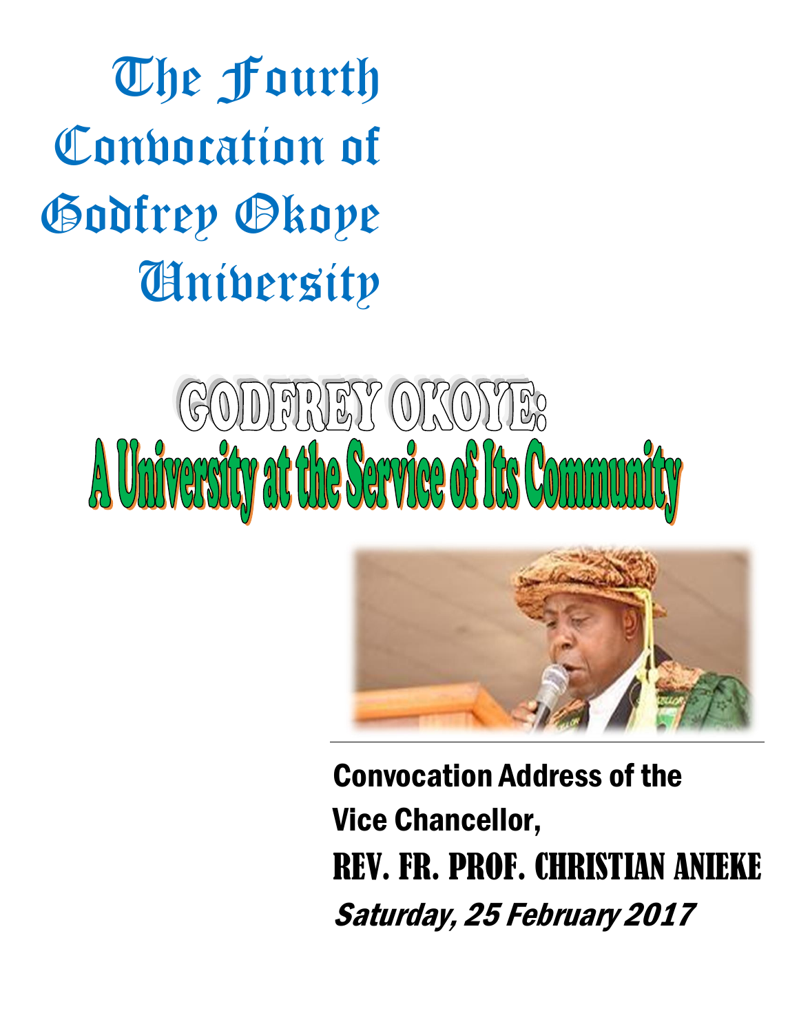# The Fourth Convocation of Godfrey Okoye University

## GODFREY OKOYE: A University at the Service of Its Community

Convocation Address of the Vice Chancellor,

**REV. FR. PROF. CHRISTIAN ANIEKE**

***Saturday, 25 February 2017***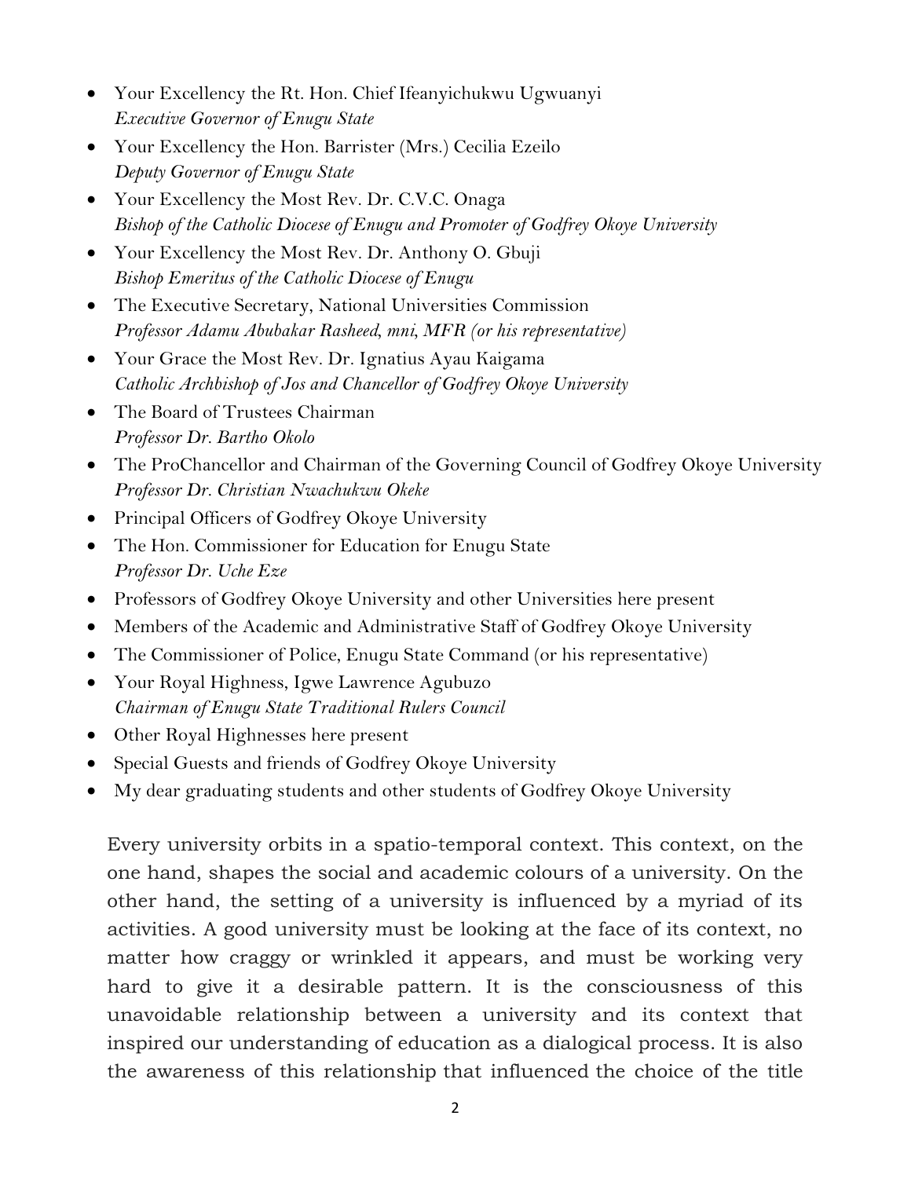- Your Excellency the Rt. Hon. Chief Ifeanyichukwu Ugwuanyi
  *Executive Governor of Enugu State*
- Your Excellency the Hon. Barrister (Mrs.) Cecilia Ezeilo
  *Deputy Governor of Enugu State*
- Your Excellency the Most Rev. Dr. C.V.C. Onaga
  *Bishop of the Catholic Diocese of Enugu and Promoter of Godfrey Okoye University*
- Your Excellency the Most Rev. Dr. Anthony O. Gbuji
  *Bishop Emeritus of the Catholic Diocese of Enugu*
- The Executive Secretary, National Universities Commission
  *Professor Adamu Abubakar Rasheed, mni, MFR (or his representative)*
- Your Grace the Most Rev. Dr. Ignatius Ayau Kaigama
  *Catholic Archbishop of Jos and Chancellor of Godfrey Okoye University*
- The Board of Trustees Chairman
  *Professor Dr. Bartho Okolo*
- The ProChancellor and Chairman of the Governing Council of Godfrey Okoye University
  *Professor Dr. Christian Nwachukwu Okeke*
- Principal Officers of Godfrey Okoye University
- The Hon. Commissioner for Education for Enugu State
  *Professor Dr. Uche Eze*
- Professors of Godfrey Okoye University and other Universities here present
- Members of the Academic and Administrative Staff of Godfrey Okoye University
- The Commissioner of Police, Enugu State Command (or his representative)
- Your Royal Highness, Igwe Lawrence Agubuzo
  *Chairman of Enugu State Traditional Rulers Council*
- Other Royal Highnesses here present
- Special Guests and friends of Godfrey Okoye University
- My dear graduating students and other students of Godfrey Okoye University

Every university orbits in a spatio-temporal context. This context, on the one hand, shapes the social and academic colours of a university. On the other hand, the setting of a university is influenced by a myriad of its activities. A good university must be looking at the face of its context, no matter how craggy or wrinkled it appears, and must be working very hard to give it a desirable pattern. It is the consciousness of this unavoidable relationship between a university and its context that inspired our understanding of education as a dialogical process. It is also the awareness of this relationship that influenced the choice of the title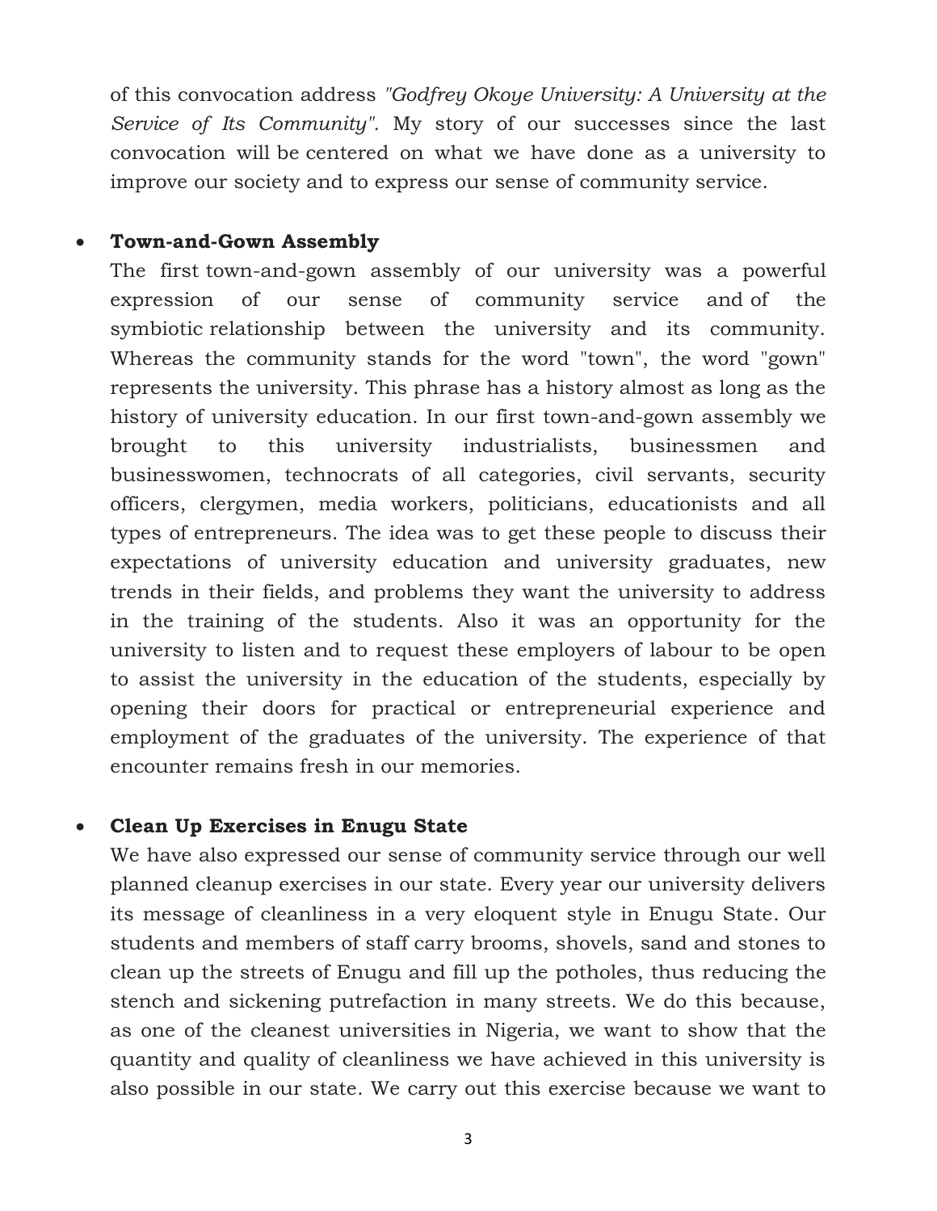of this convocation address *"Godfrey Okoye University: A University at the Service of Its Community".* My story of our successes since the last convocation will be centered on what we have done as a university to improve our society and to express our sense of community service.

- **Town-and-Gown Assembly**

  The first town-and-gown assembly of our university was a powerful expression of our sense of community service and of the symbiotic relationship between the university and its community. Whereas the community stands for the word "town", the word "gown" represents the university. This phrase has a history almost as long as the history of university education. In our first town-and-gown assembly we brought to this university industrialists, businessmen and businesswomen, technocrats of all categories, civil servants, security officers, clergymen, media workers, politicians, educationists and all types of entrepreneurs. The idea was to get these people to discuss their expectations of university education and university graduates, new trends in their fields, and problems they want the university to address in the training of the students. Also it was an opportunity for the university to listen and to request these employers of labour to be open to assist the university in the education of the students, especially by opening their doors for practical or entrepreneurial experience and employment of the graduates of the university. The experience of that encounter remains fresh in our memories.

- **Clean Up Exercises in Enugu State**

  We have also expressed our sense of community service through our well planned cleanup exercises in our state. Every year our university delivers its message of cleanliness in a very eloquent style in Enugu State. Our students and members of staff carry brooms, shovels, sand and stones to clean up the streets of Enugu and fill up the potholes, thus reducing the stench and sickening putrefaction in many streets. We do this because, as one of the cleanest universities in Nigeria, we want to show that the quantity and quality of cleanliness we have achieved in this university is also possible in our state. We carry out this exercise because we want to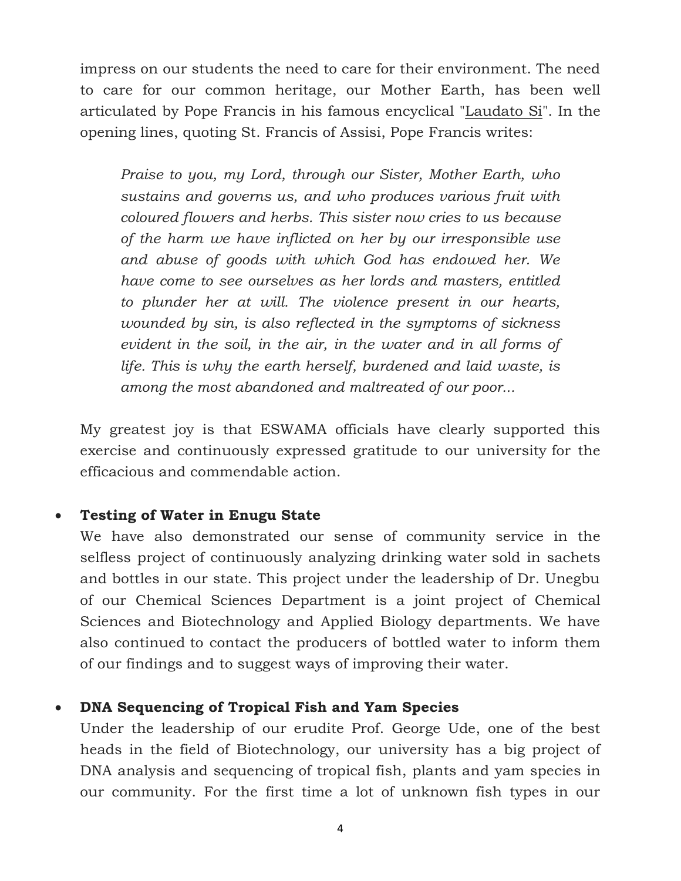impress on our students the need to care for their environment. The need to care for our common heritage, our Mother Earth, has been well articulated by Pope Francis in his famous encyclical "Laudato Si". In the opening lines, quoting St. Francis of Assisi, Pope Francis writes:

> *Praise to you, my Lord, through our Sister, Mother Earth, who sustains and governs us, and who produces various fruit with coloured flowers and herbs. This sister now cries to us because of the harm we have inflicted on her by our irresponsible use and abuse of goods with which God has endowed her. We have come to see ourselves as her lords and masters, entitled to plunder her at will. The violence present in our hearts, wounded by sin, is also reflected in the symptoms of sickness evident in the soil, in the air, in the water and in all forms of life. This is why the earth herself, burdened and laid waste, is among the most abandoned and maltreated of our poor...*

My greatest joy is that ESWAMA officials have clearly supported this exercise and continuously expressed gratitude to our university for the efficacious and commendable action.

- **Testing of Water in Enugu State**

  We have also demonstrated our sense of community service in the selfless project of continuously analyzing drinking water sold in sachets and bottles in our state. This project under the leadership of Dr. Unegbu of our Chemical Sciences Department is a joint project of Chemical Sciences and Biotechnology and Applied Biology departments. We have also continued to contact the producers of bottled water to inform them of our findings and to suggest ways of improving their water.

- **DNA Sequencing of Tropical Fish and Yam Species**

  Under the leadership of our erudite Prof. George Ude, one of the best heads in the field of Biotechnology, our university has a big project of DNA analysis and sequencing of tropical fish, plants and yam species in our community. For the first time a lot of unknown fish types in our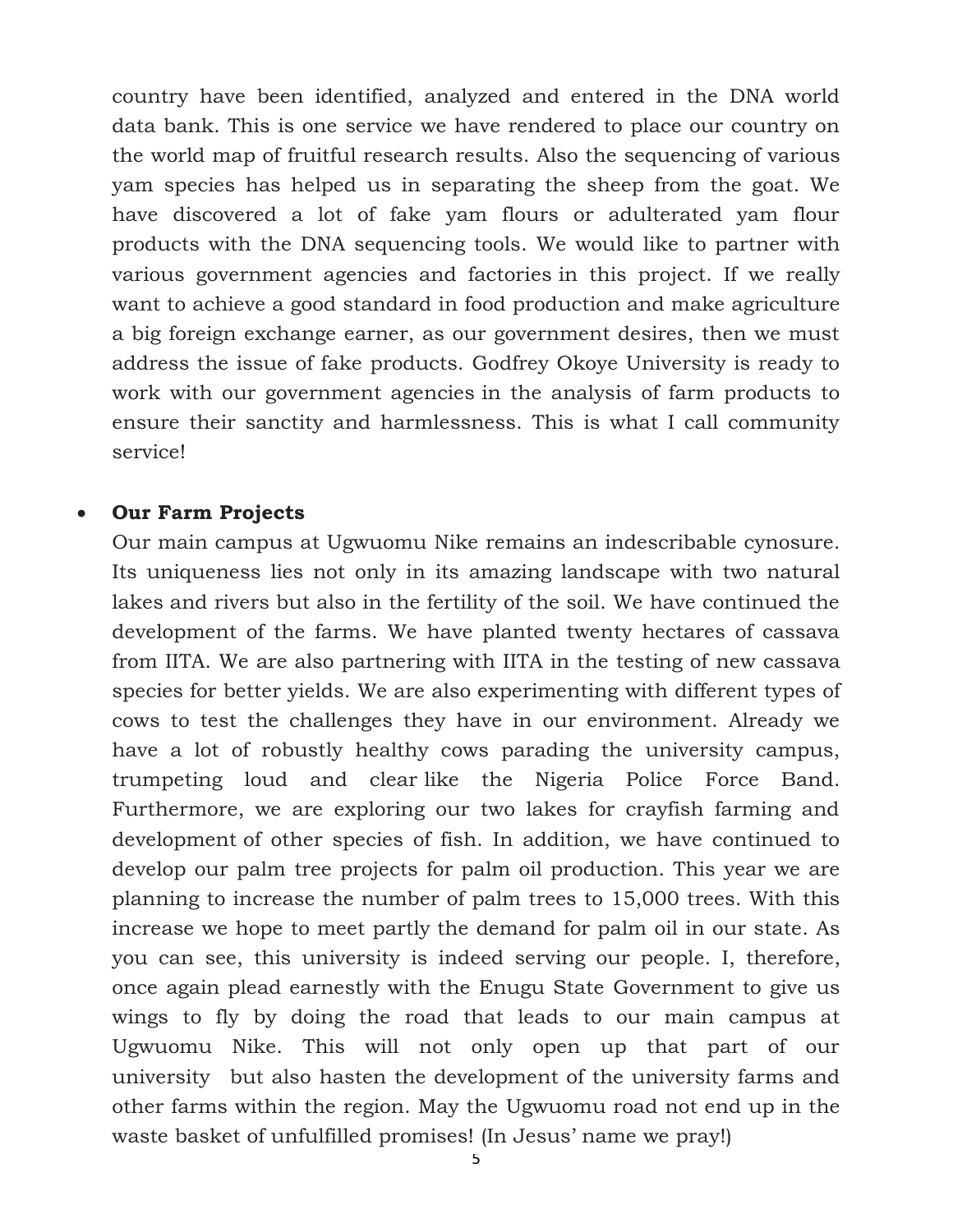country have been identified, analyzed and entered in the DNA world data bank. This is one service we have rendered to place our country on the world map of fruitful research results. Also the sequencing of various yam species has helped us in separating the sheep from the goat. We have discovered a lot of fake yam flours or adulterated yam flour products with the DNA sequencing tools. We would like to partner with various government agencies and factories in this project. If we really want to achieve a good standard in food production and make agriculture a big foreign exchange earner, as our government desires, then we must address the issue of fake products. Godfrey Okoye University is ready to work with our government agencies in the analysis of farm products to ensure their sanctity and harmlessness. This is what I call community service!

- **Our Farm Projects**

  Our main campus at Ugwuomu Nike remains an indescribable cynosure. Its uniqueness lies not only in its amazing landscape with two natural lakes and rivers but also in the fertility of the soil. We have continued the development of the farms. We have planted twenty hectares of cassava from IITA. We are also partnering with IITA in the testing of new cassava species for better yields. We are also experimenting with different types of cows to test the challenges they have in our environment. Already we have a lot of robustly healthy cows parading the university campus, trumpeting loud and clear like the Nigeria Police Force Band. Furthermore, we are exploring our two lakes for crayfish farming and development of other species of fish. In addition, we have continued to develop our palm tree projects for palm oil production. This year we are planning to increase the number of palm trees to 15,000 trees. With this increase we hope to meet partly the demand for palm oil in our state. As you can see, this university is indeed serving our people. I, therefore, once again plead earnestly with the Enugu State Government to give us wings to fly by doing the road that leads to our main campus at Ugwuomu Nike. This will not only open up that part of our university but also hasten the development of the university farms and other farms within the region. May the Ugwuomu road not end up in the waste basket of unfulfilled promises! (In Jesus' name we pray!)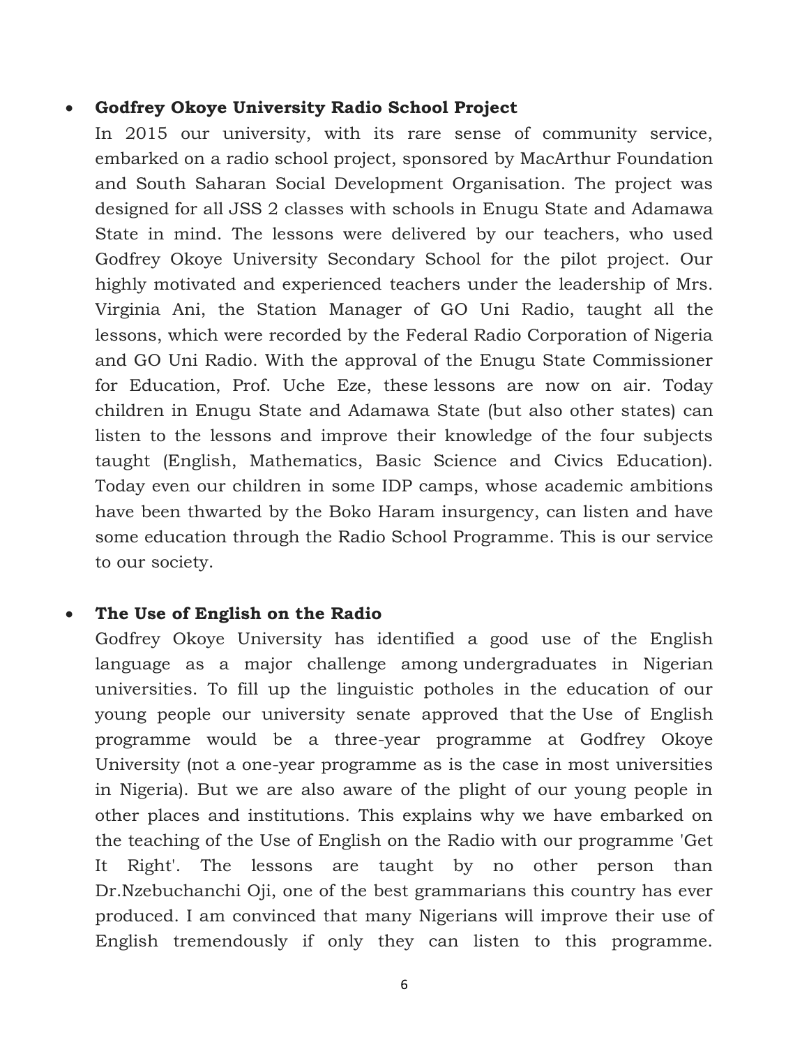- **Godfrey Okoye University Radio School Project**

  In 2015 our university, with its rare sense of community service, embarked on a radio school project, sponsored by MacArthur Foundation and South Saharan Social Development Organisation. The project was designed for all JSS 2 classes with schools in Enugu State and Adamawa State in mind. The lessons were delivered by our teachers, who used Godfrey Okoye University Secondary School for the pilot project. Our highly motivated and experienced teachers under the leadership of Mrs. Virginia Ani, the Station Manager of GO Uni Radio, taught all the lessons, which were recorded by the Federal Radio Corporation of Nigeria and GO Uni Radio. With the approval of the Enugu State Commissioner for Education, Prof. Uche Eze, these lessons are now on air. Today children in Enugu State and Adamawa State (but also other states) can listen to the lessons and improve their knowledge of the four subjects taught (English, Mathematics, Basic Science and Civics Education). Today even our children in some IDP camps, whose academic ambitions have been thwarted by the Boko Haram insurgency, can listen and have some education through the Radio School Programme. This is our service to our society.

- **The Use of English on the Radio**

  Godfrey Okoye University has identified a good use of the English language as a major challenge among undergraduates in Nigerian universities. To fill up the linguistic potholes in the education of our young people our university senate approved that the Use of English programme would be a three-year programme at Godfrey Okoye University (not a one-year programme as is the case in most universities in Nigeria). But we are also aware of the plight of our young people in other places and institutions. This explains why we have embarked on the teaching of the Use of English on the Radio with our programme 'Get It Right'. The lessons are taught by no other person than Dr.Nzebuchanchi Oji, one of the best grammarians this country has ever produced. I am convinced that many Nigerians will improve their use of English tremendously if only they can listen to this programme.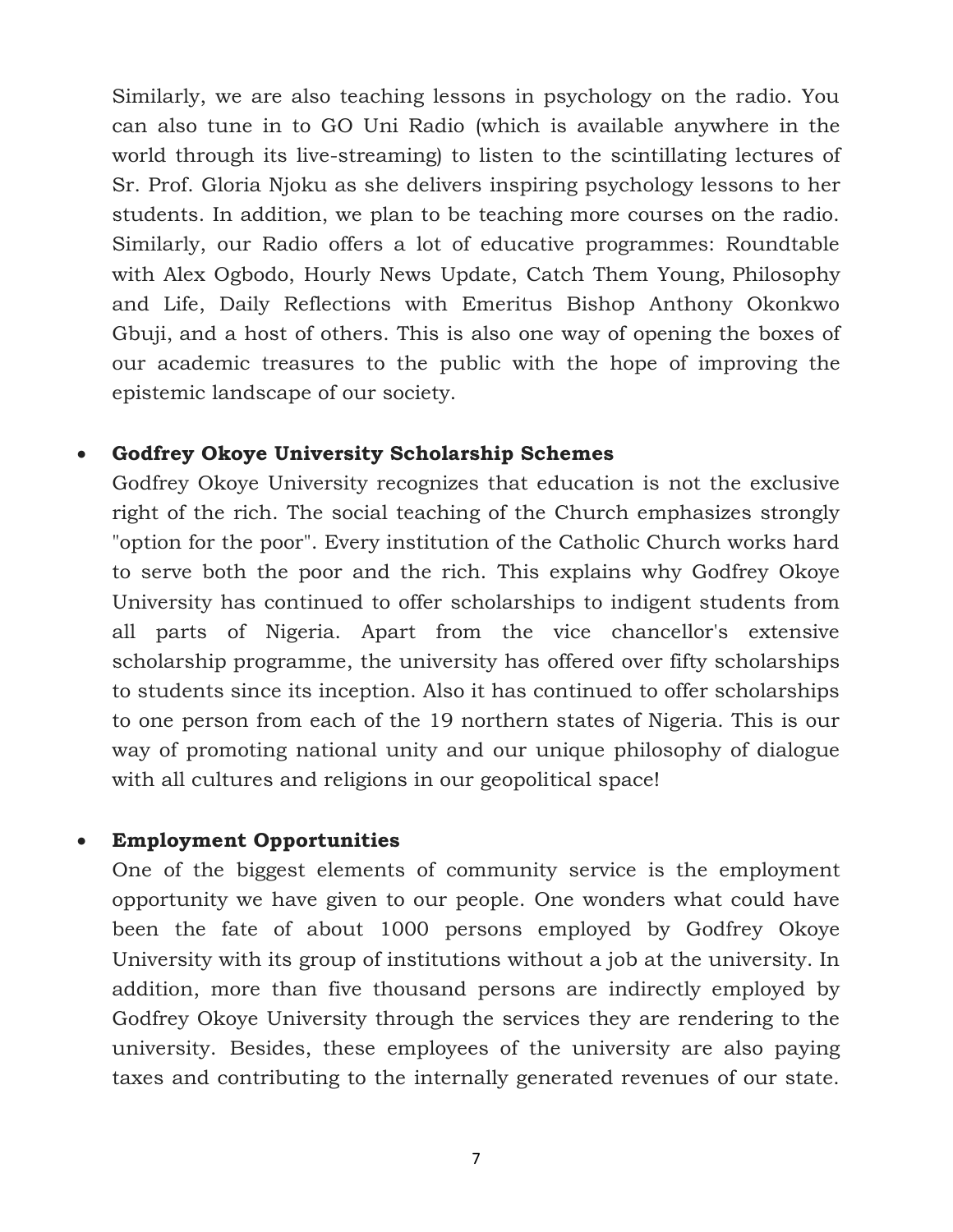Similarly, we are also teaching lessons in psychology on the radio. You can also tune in to GO Uni Radio (which is available anywhere in the world through its live-streaming) to listen to the scintillating lectures of Sr. Prof. Gloria Njoku as she delivers inspiring psychology lessons to her students. In addition, we plan to be teaching more courses on the radio. Similarly, our Radio offers a lot of educative programmes: Roundtable with Alex Ogbodo, Hourly News Update, Catch Them Young, Philosophy and Life, Daily Reflections with Emeritus Bishop Anthony Okonkwo Gbuji, and a host of others. This is also one way of opening the boxes of our academic treasures to the public with the hope of improving the epistemic landscape of our society.

- **Godfrey Okoye University Scholarship Schemes**

  Godfrey Okoye University recognizes that education is not the exclusive right of the rich. The social teaching of the Church emphasizes strongly "option for the poor". Every institution of the Catholic Church works hard to serve both the poor and the rich. This explains why Godfrey Okoye University has continued to offer scholarships to indigent students from all parts of Nigeria. Apart from the vice chancellor's extensive scholarship programme, the university has offered over fifty scholarships to students since its inception. Also it has continued to offer scholarships to one person from each of the 19 northern states of Nigeria. This is our way of promoting national unity and our unique philosophy of dialogue with all cultures and religions in our geopolitical space!

- **Employment Opportunities**

  One of the biggest elements of community service is the employment opportunity we have given to our people. One wonders what could have been the fate of about 1000 persons employed by Godfrey Okoye University with its group of institutions without a job at the university. In addition, more than five thousand persons are indirectly employed by Godfrey Okoye University through the services they are rendering to the university. Besides, these employees of the university are also paying taxes and contributing to the internally generated revenues of our state.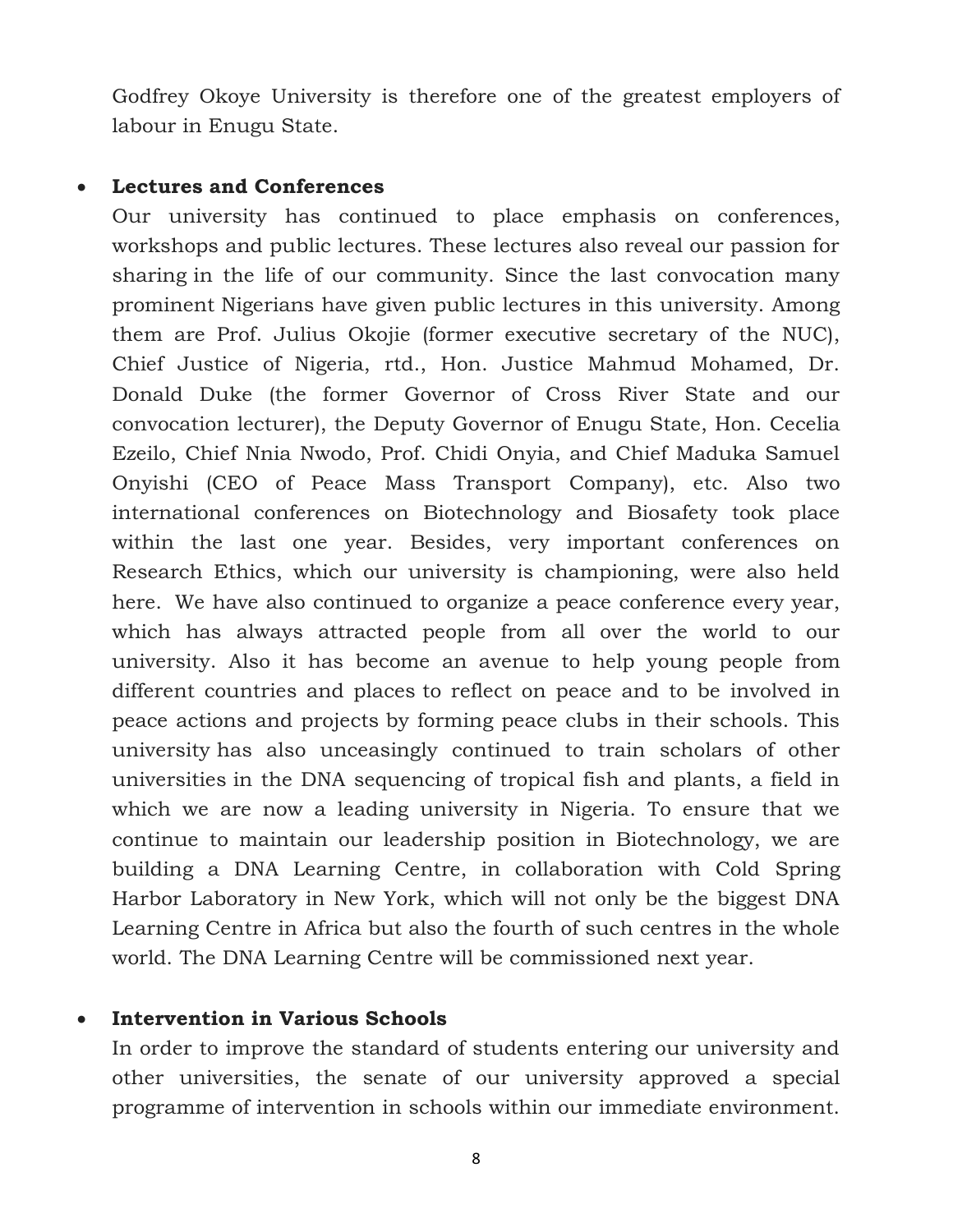Godfrey Okoye University is therefore one of the greatest employers of labour in Enugu State.

- **Lectures and Conferences**

  Our university has continued to place emphasis on conferences, workshops and public lectures. These lectures also reveal our passion for sharing in the life of our community. Since the last convocation many prominent Nigerians have given public lectures in this university. Among them are Prof. Julius Okojie (former executive secretary of the NUC), Chief Justice of Nigeria, rtd., Hon. Justice Mahmud Mohamed, Dr. Donald Duke (the former Governor of Cross River State and our convocation lecturer), the Deputy Governor of Enugu State, Hon. Cecelia Ezeilo, Chief Nnia Nwodo, Prof. Chidi Onyia, and Chief Maduka Samuel Onyishi (CEO of Peace Mass Transport Company), etc. Also two international conferences on Biotechnology and Biosafety took place within the last one year. Besides, very important conferences on Research Ethics, which our university is championing, were also held here. We have also continued to organize a peace conference every year, which has always attracted people from all over the world to our university. Also it has become an avenue to help young people from different countries and places to reflect on peace and to be involved in peace actions and projects by forming peace clubs in their schools. This university has also unceasingly continued to train scholars of other universities in the DNA sequencing of tropical fish and plants, a field in which we are now a leading university in Nigeria. To ensure that we continue to maintain our leadership position in Biotechnology, we are building a DNA Learning Centre, in collaboration with Cold Spring Harbor Laboratory in New York, which will not only be the biggest DNA Learning Centre in Africa but also the fourth of such centres in the whole world. The DNA Learning Centre will be commissioned next year.

- **Intervention in Various Schools**

  In order to improve the standard of students entering our university and other universities, the senate of our university approved a special programme of intervention in schools within our immediate environment.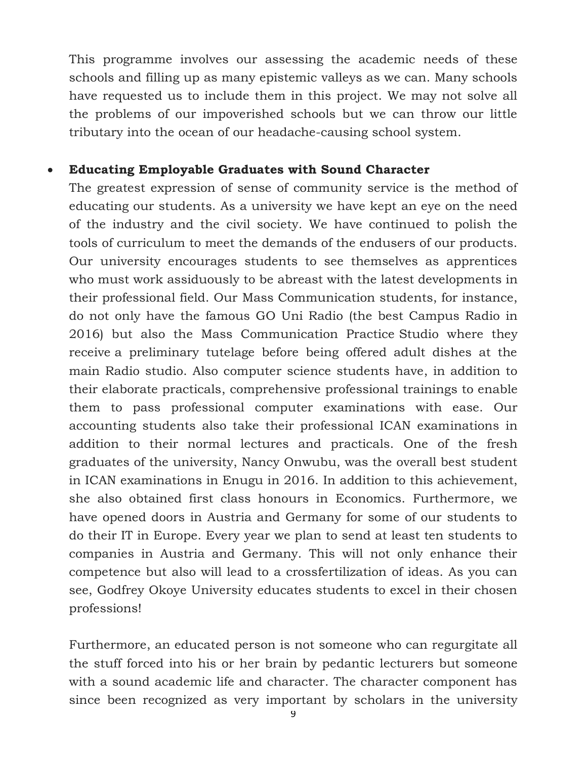This programme involves our assessing the academic needs of these schools and filling up as many epistemic valleys as we can. Many schools have requested us to include them in this project. We may not solve all the problems of our impoverished schools but we can throw our little tributary into the ocean of our headache-causing school system.

- **Educating Employable Graduates with Sound Character**

  The greatest expression of sense of community service is the method of educating our students. As a university we have kept an eye on the need of the industry and the civil society. We have continued to polish the tools of curriculum to meet the demands of the endusers of our products. Our university encourages students to see themselves as apprentices who must work assiduously to be abreast with the latest developments in their professional field. Our Mass Communication students, for instance, do not only have the famous GO Uni Radio (the best Campus Radio in 2016) but also the Mass Communication Practice Studio where they receive a preliminary tutelage before being offered adult dishes at the main Radio studio. Also computer science students have, in addition to their elaborate practicals, comprehensive professional trainings to enable them to pass professional computer examinations with ease. Our accounting students also take their professional ICAN examinations in addition to their normal lectures and practicals. One of the fresh graduates of the university, Nancy Onwubu, was the overall best student in ICAN examinations in Enugu in 2016. In addition to this achievement, she also obtained first class honours in Economics. Furthermore, we have opened doors in Austria and Germany for some of our students to do their IT in Europe. Every year we plan to send at least ten students to companies in Austria and Germany. This will not only enhance their competence but also will lead to a crossfertilization of ideas. As you can see, Godfrey Okoye University educates students to excel in their chosen professions!

  Furthermore, an educated person is not someone who can regurgitate all the stuff forced into his or her brain by pedantic lecturers but someone with a sound academic life and character. The character component has since been recognized as very important by scholars in the university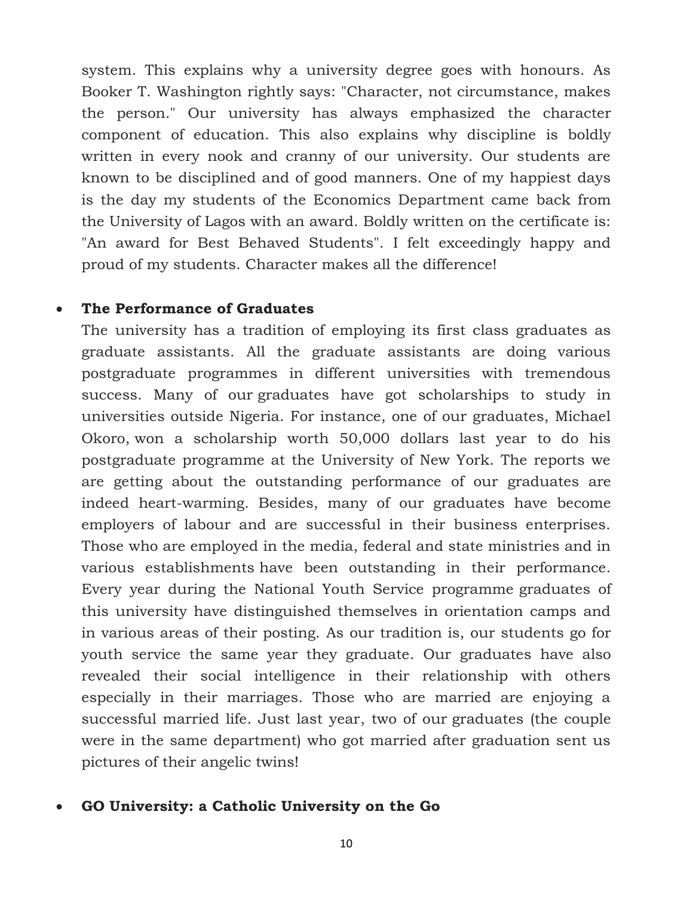system. This explains why a university degree goes with honours. As Booker T. Washington rightly says: "Character, not circumstance, makes the person." Our university has always emphasized the character component of education. This also explains why discipline is boldly written in every nook and cranny of our university. Our students are known to be disciplined and of good manners. One of my happiest days is the day my students of the Economics Department came back from the University of Lagos with an award. Boldly written on the certificate is: "An award for Best Behaved Students". I felt exceedingly happy and proud of my students. Character makes all the difference!

- **The Performance of Graduates**

  The university has a tradition of employing its first class graduates as graduate assistants. All the graduate assistants are doing various postgraduate programmes in different universities with tremendous success. Many of our graduates have got scholarships to study in universities outside Nigeria. For instance, one of our graduates, Michael Okoro, won a scholarship worth 50,000 dollars last year to do his postgraduate programme at the University of New York. The reports we are getting about the outstanding performance of our graduates are indeed heart-warming. Besides, many of our graduates have become employers of labour and are successful in their business enterprises. Those who are employed in the media, federal and state ministries and in various establishments have been outstanding in their performance. Every year during the National Youth Service programme graduates of this university have distinguished themselves in orientation camps and in various areas of their posting. As our tradition is, our students go for youth service the same year they graduate. Our graduates have also revealed their social intelligence in their relationship with others especially in their marriages. Those who are married are enjoying a successful married life. Just last year, two of our graduates (the couple were in the same department) who got married after graduation sent us pictures of their angelic twins!

- **GO University: a Catholic University on the Go**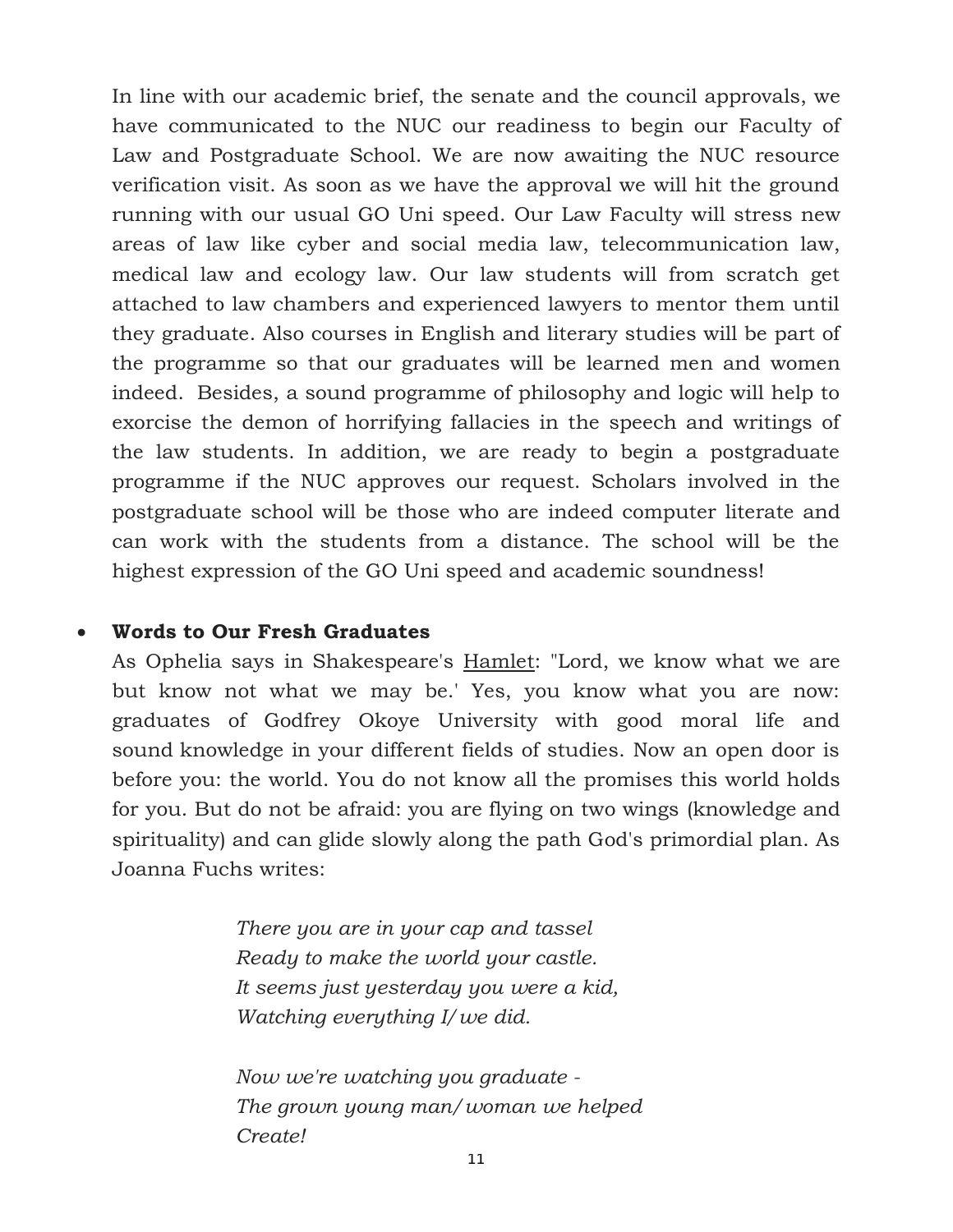In line with our academic brief, the senate and the council approvals, we have communicated to the NUC our readiness to begin our Faculty of Law and Postgraduate School. We are now awaiting the NUC resource verification visit. As soon as we have the approval we will hit the ground running with our usual GO Uni speed. Our Law Faculty will stress new areas of law like cyber and social media law, telecommunication law, medical law and ecology law. Our law students will from scratch get attached to law chambers and experienced lawyers to mentor them until they graduate. Also courses in English and literary studies will be part of the programme so that our graduates will be learned men and women indeed. Besides, a sound programme of philosophy and logic will help to exorcise the demon of horrifying fallacies in the speech and writings of the law students. In addition, we are ready to begin a postgraduate programme if the NUC approves our request. Scholars involved in the postgraduate school will be those who are indeed computer literate and can work with the students from a distance. The school will be the highest expression of the GO Uni speed and academic soundness!

- **Words to Our Fresh Graduates**

  As Ophelia says in Shakespeare's <u>Hamlet</u>: "Lord, we know what we are but know not what we may be.' Yes, you know what you are now: graduates of Godfrey Okoye University with good moral life and sound knowledge in your different fields of studies. Now an open door is before you: the world. You do not know all the promises this world holds for you. But do not be afraid: you are flying on two wings (knowledge and spirituality) and can glide slowly along the path God's primordial plan. As Joanna Fuchs writes:

  > *There you are in your cap and tassel*
  > *Ready to make the world your castle.*
  > *It seems just yesterday you were a kid,*
  > *Watching everything I/we did.*
  >
  > *Now we're watching you graduate -*
  > *The grown young man/woman we helped*
  > *Create!*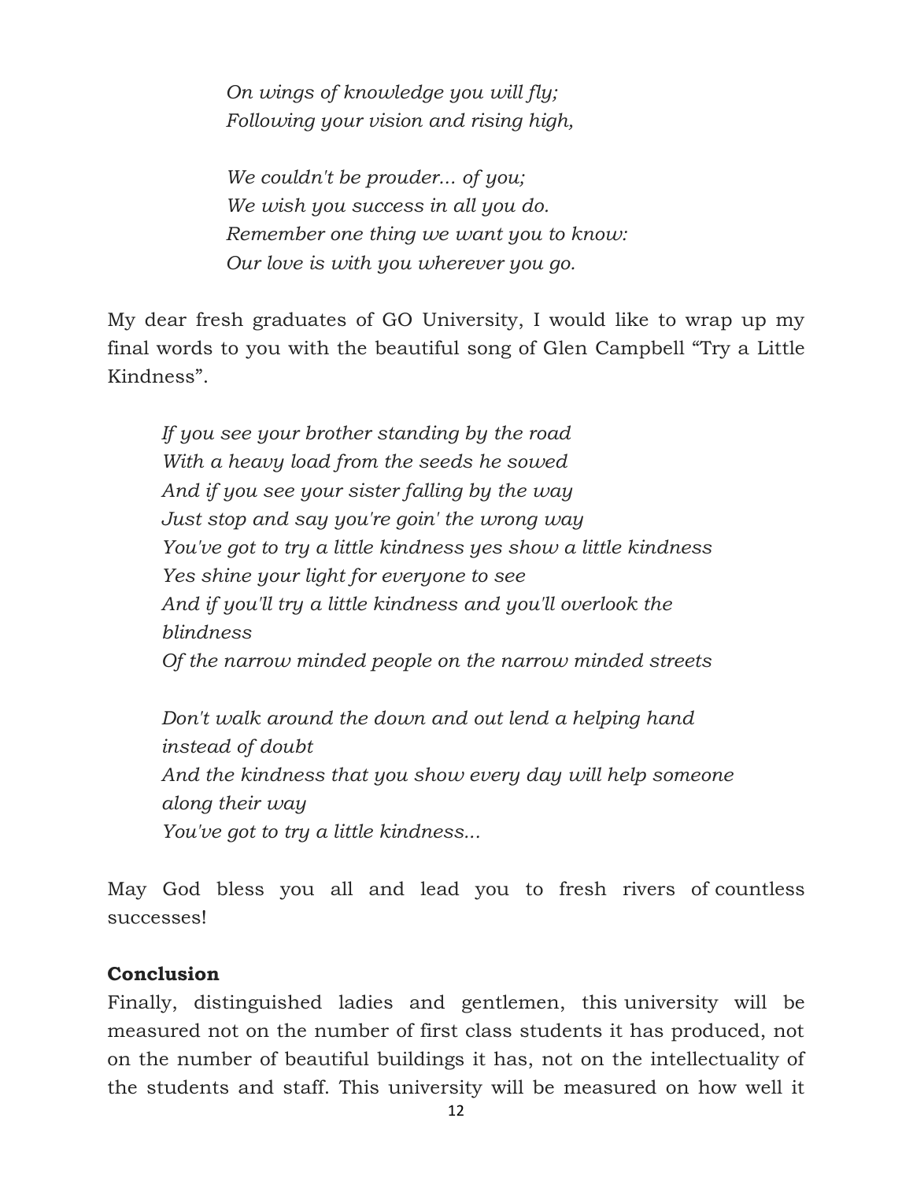*On wings of knowledge you will fly;*
*Following your vision and rising high,*

*We couldn't be prouder... of you;*
*We wish you success in all you do.*
*Remember one thing we want you to know:*
*Our love is with you wherever you go.*

My dear fresh graduates of GO University, I would like to wrap up my final words to you with the beautiful song of Glen Campbell "Try a Little Kindness".

*If you see your brother standing by the road*
*With a heavy load from the seeds he sowed*
*And if you see your sister falling by the way*
*Just stop and say you're goin' the wrong way*
*You've got to try a little kindness yes show a little kindness*
*Yes shine your light for everyone to see*
*And if you'll try a little kindness and you'll overlook the blindness*
*Of the narrow minded people on the narrow minded streets*

*Don't walk around the down and out lend a helping hand instead of doubt*
*And the kindness that you show every day will help someone along their way*
*You've got to try a little kindness...*

May God bless you all and lead you to fresh rivers of countless successes!

**Conclusion**

Finally, distinguished ladies and gentlemen, this university will be measured not on the number of first class students it has produced, not on the number of beautiful buildings it has, not on the intellectuality of the students and staff. This university will be measured on how well it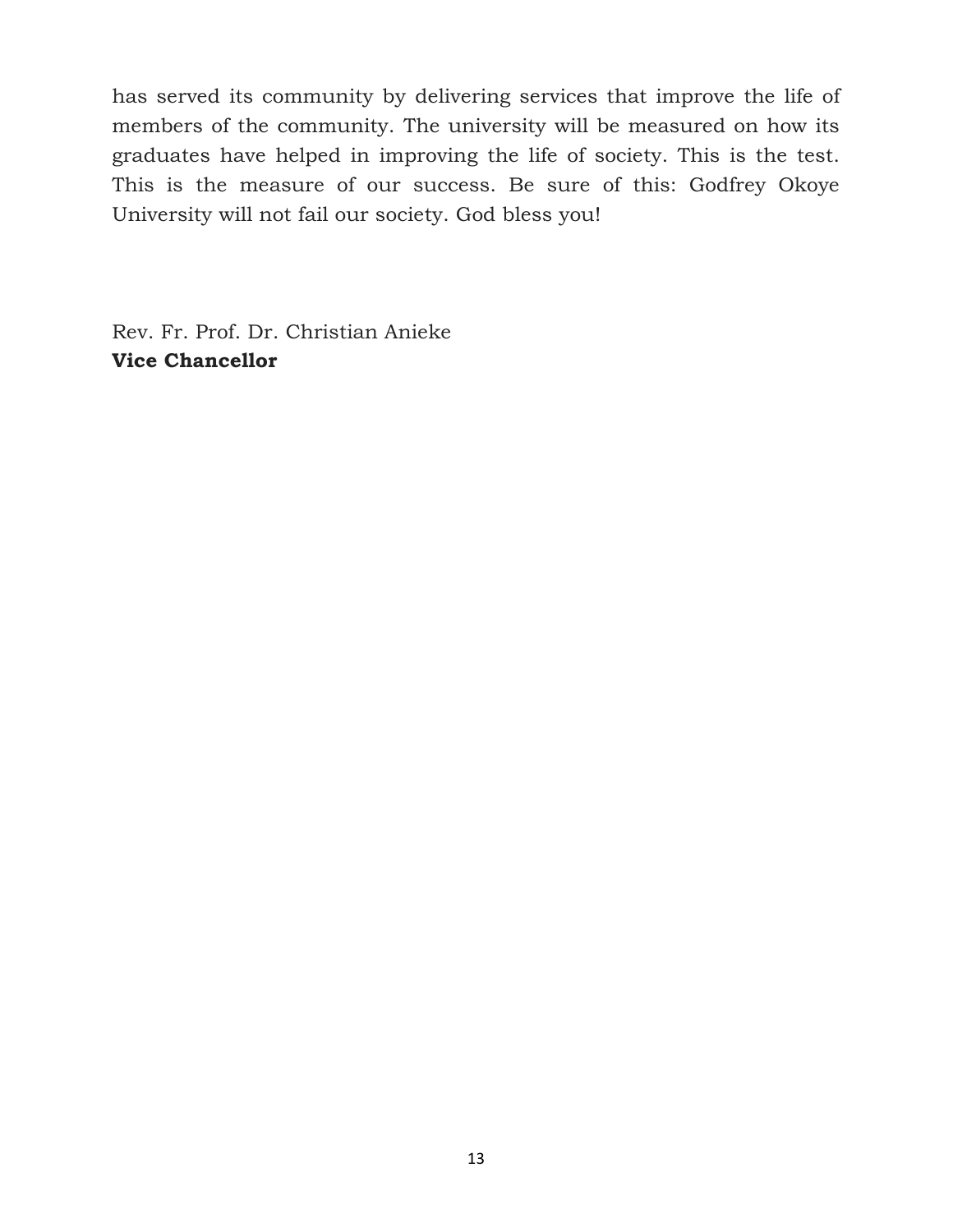has served its community by delivering services that improve the life of members of the community. The university will be measured on how its graduates have helped in improving the life of society. This is the test. This is the measure of our success. Be sure of this: Godfrey Okoye University will not fail our society. God bless you!

Rev. Fr. Prof. Dr. Christian Anieke
**Vice Chancellor**